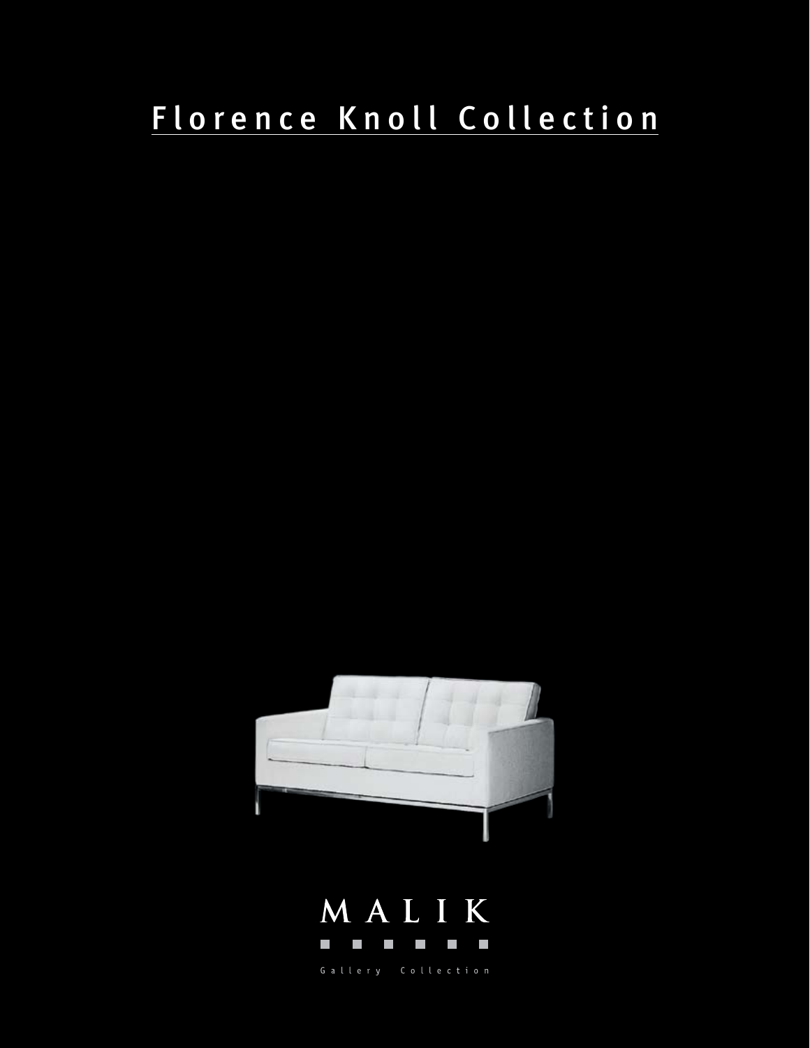# Florence Knoll Collection

MALIK

Gallery Collection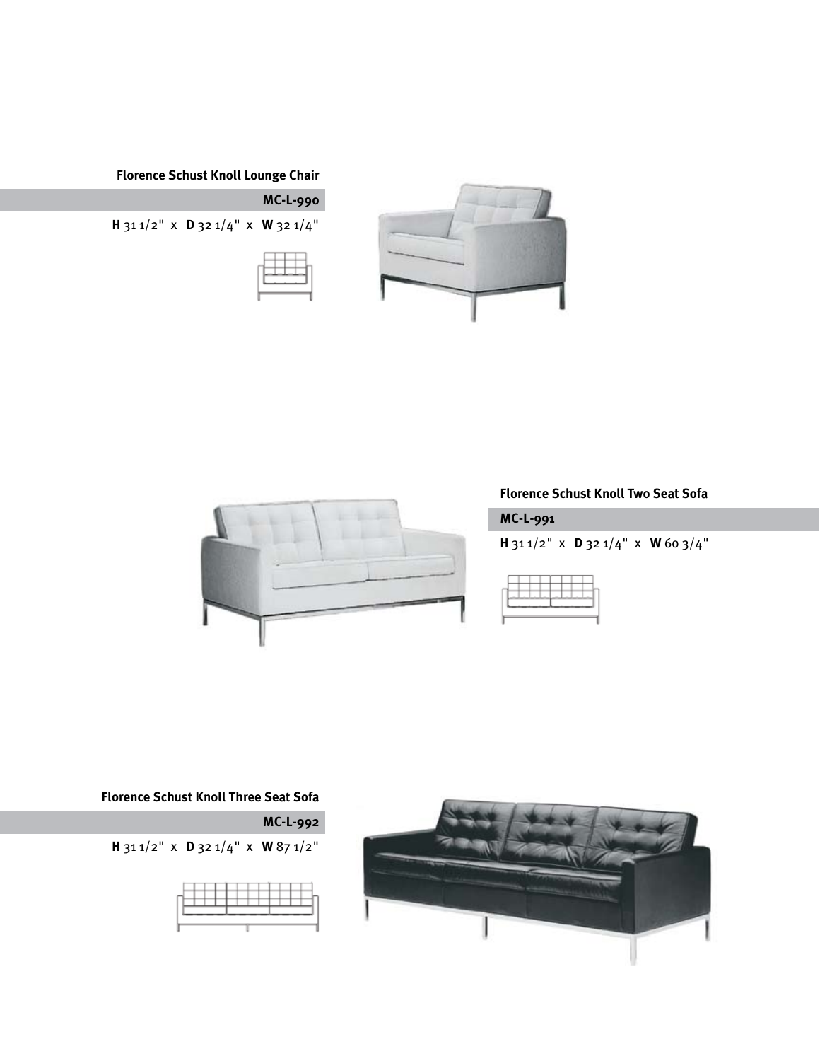### Florence Schust Knoll Lounge Chair

**MC-L-990**

**H** 31 1/2" x **D** 32 1/4" x **W** 32 1/4"

### Florence Schust Knoll Two Seat Sofa

**MC-L-991**

**H** 31 1/2" x **D** 32 1/4" x **W** 60 3/4"

### Florence Schust Knoll Three Seat Sofa

**MC-L-992**

**H** 31 1/2" x **D** 32 1/4" x **W** 87 1/2"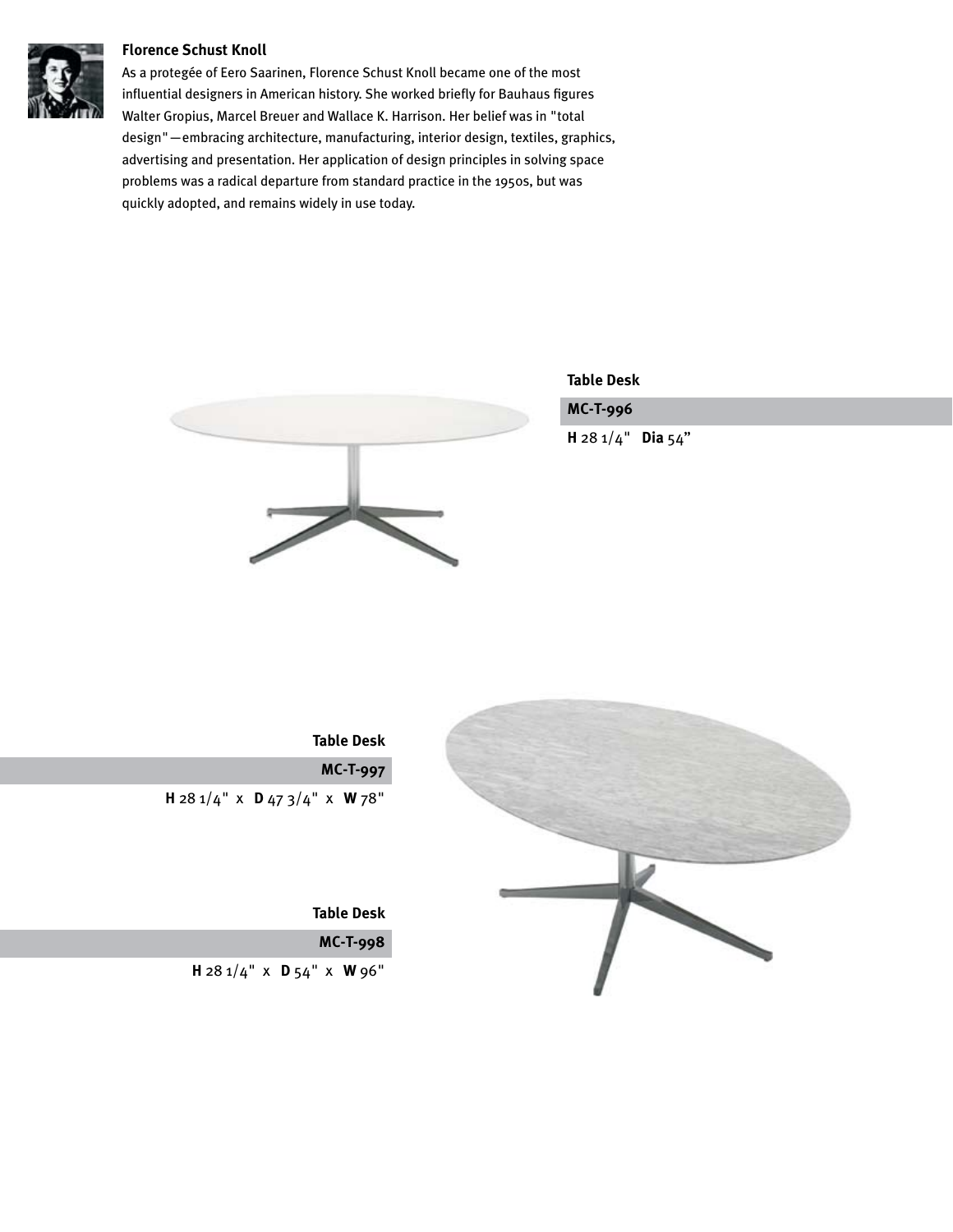### Florence Schust Knoll

As a protegée of Eero Saarinen, Florence Schust Knoll became one of the most influential designers in American history. She worked briefly for Bauhaus figures Walter Gropius, Marcel Breuer and Wallace K. Harrison. Her belief was in "total design"—embracing architecture, manufacturing, interior design, textiles, graphics, advertising and presentation. Her application of design principles in solving space problems was a radical departure from standard practice in the 1950s, but was quickly adopted, and remains widely in use today.

**Table Desk**

**MC-T-996**

**H** 28 1/4" **Dia** 54"

**Table Desk**

**MC-T-997**

**H** 28 1/4" x **D** 47 3/4" x **W** 78"

**Table Desk**

**MC-T-998**

**H** 28 1/4" x **D** 54" x **W** 96"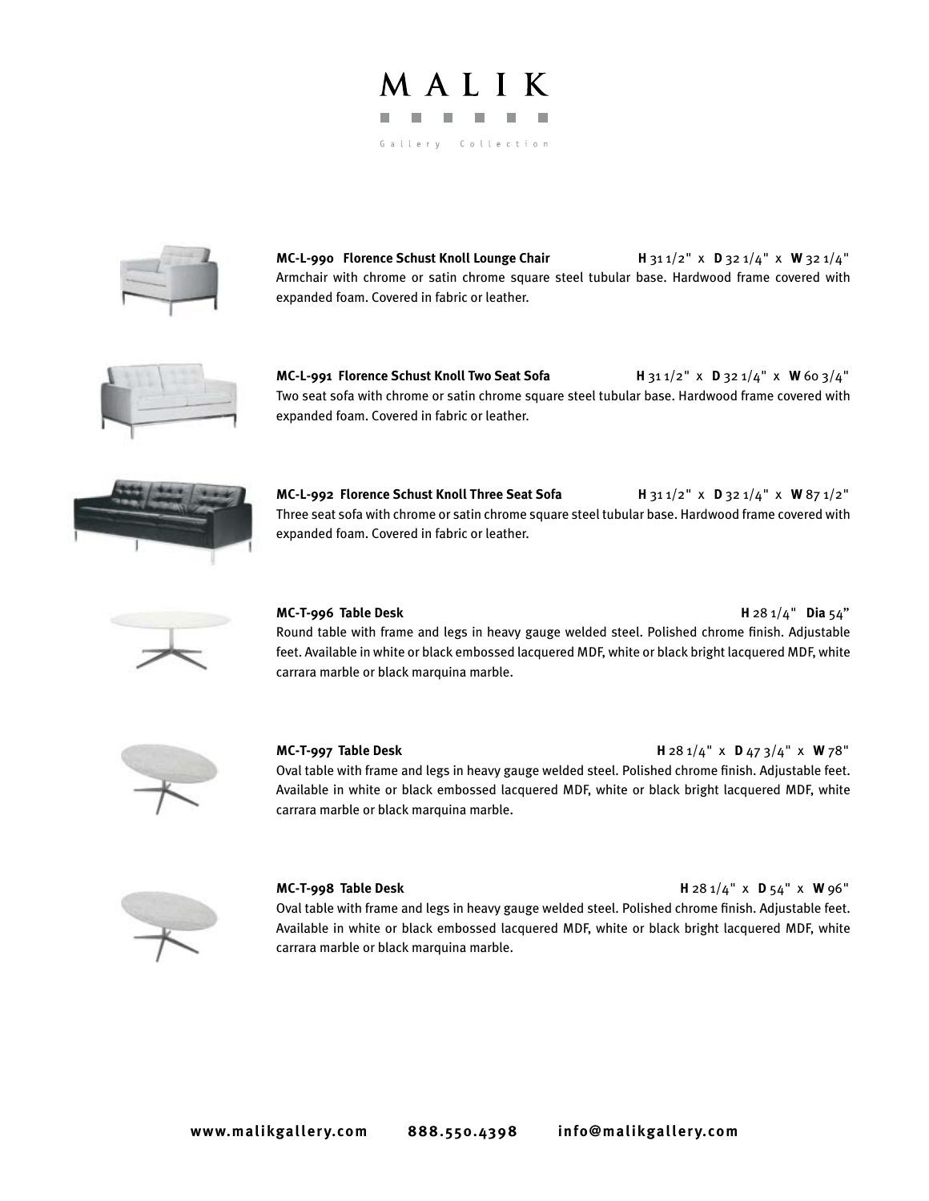# MALIK

Gallery Collection

**MC-L-990 Florence Schust Knoll Lounge Chair** **H** 31 1/2" x **D** 32 1/4" x **W** 32 1/4"
Armchair with chrome or satin chrome square steel tubular base. Hardwood frame covered with expanded foam. Covered in fabric or leather.

**MC-L-991 Florence Schust Knoll Two Seat Sofa** **H** 31 1/2" x **D** 32 1/4" x **W** 60 3/4"
Two seat sofa with chrome or satin chrome square steel tubular base. Hardwood frame covered with expanded foam. Covered in fabric or leather.

**MC-L-992 Florence Schust Knoll Three Seat Sofa** **H** 31 1/2" x **D** 32 1/4" x **W** 87 1/2"
Three seat sofa with chrome or satin chrome square steel tubular base. Hardwood frame covered with expanded foam. Covered in fabric or leather.

**MC-T-996 Table Desk** **H** 28 1/4" **Dia** 54"
Round table with frame and legs in heavy gauge welded steel. Polished chrome finish. Adjustable feet. Available in white or black embossed lacquered MDF, white or black bright lacquered MDF, white carrara marble or black marquina marble.

**MC-T-997 Table Desk** **H** 28 1/4" x **D** 47 3/4" x **W** 78"
Oval table with frame and legs in heavy gauge welded steel. Polished chrome finish. Adjustable feet. Available in white or black embossed lacquered MDF, white or black bright lacquered MDF, white carrara marble or black marquina marble.

**MC-T-998 Table Desk** **H** 28 1/4" x **D** 54" x **W** 96"
Oval table with frame and legs in heavy gauge welded steel. Polished chrome finish. Adjustable feet. Available in white or black embossed lacquered MDF, white or black bright lacquered MDF, white carrara marble or black marquina marble.

**www.malikgallery.com 888.550.4398 info@malikgallery.com**